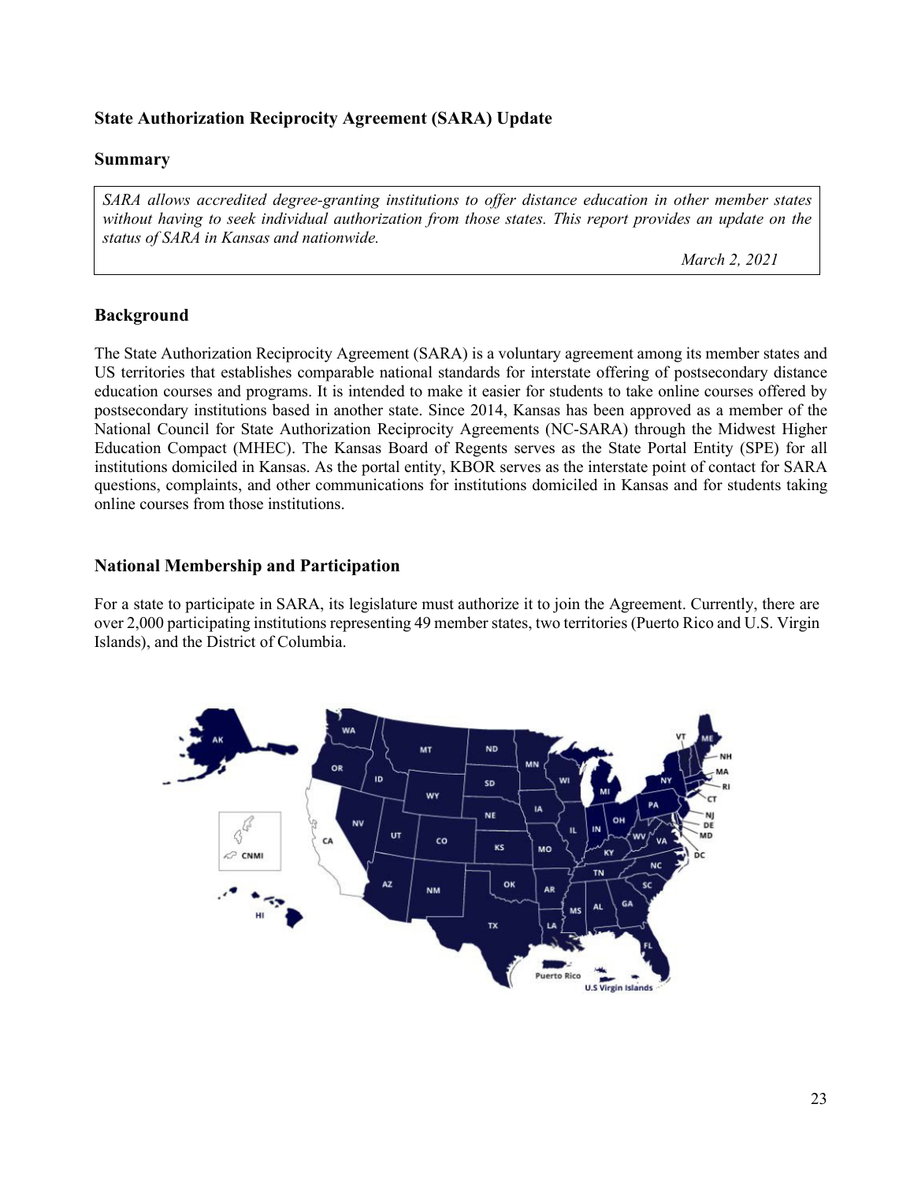## State Authorization Reciprocity Agreement (SARA) Update

### Summary

*SARA allows accredited degree-granting institutions to offer distance education in other member states without having to seek individual authorization from those states. This report provides an update on the status of SARA in Kansas and nationwide.*

*March 2, 2021*

### Background

The State Authorization Reciprocity Agreement (SARA) is a voluntary agreement among its member states and US territories that establishes comparable national standards for interstate offering of postsecondary distance education courses and programs. It is intended to make it easier for students to take online courses offered by postsecondary institutions based in another state. Since 2014, Kansas has been approved as a member of the National Council for State Authorization Reciprocity Agreements (NC-SARA) through the Midwest Higher Education Compact (MHEC). The Kansas Board of Regents serves as the State Portal Entity (SPE) for all institutions domiciled in Kansas. As the portal entity, KBOR serves as the interstate point of contact for SARA questions, complaints, and other communications for institutions domiciled in Kansas and for students taking online courses from those institutions.

### National Membership and Participation

For a state to participate in SARA, its legislature must authorize it to join the Agreement. Currently, there are over 2,000 participating institutions representing 49 member states, two territories (Puerto Rico and U.S. Virgin Islands), and the District of Columbia.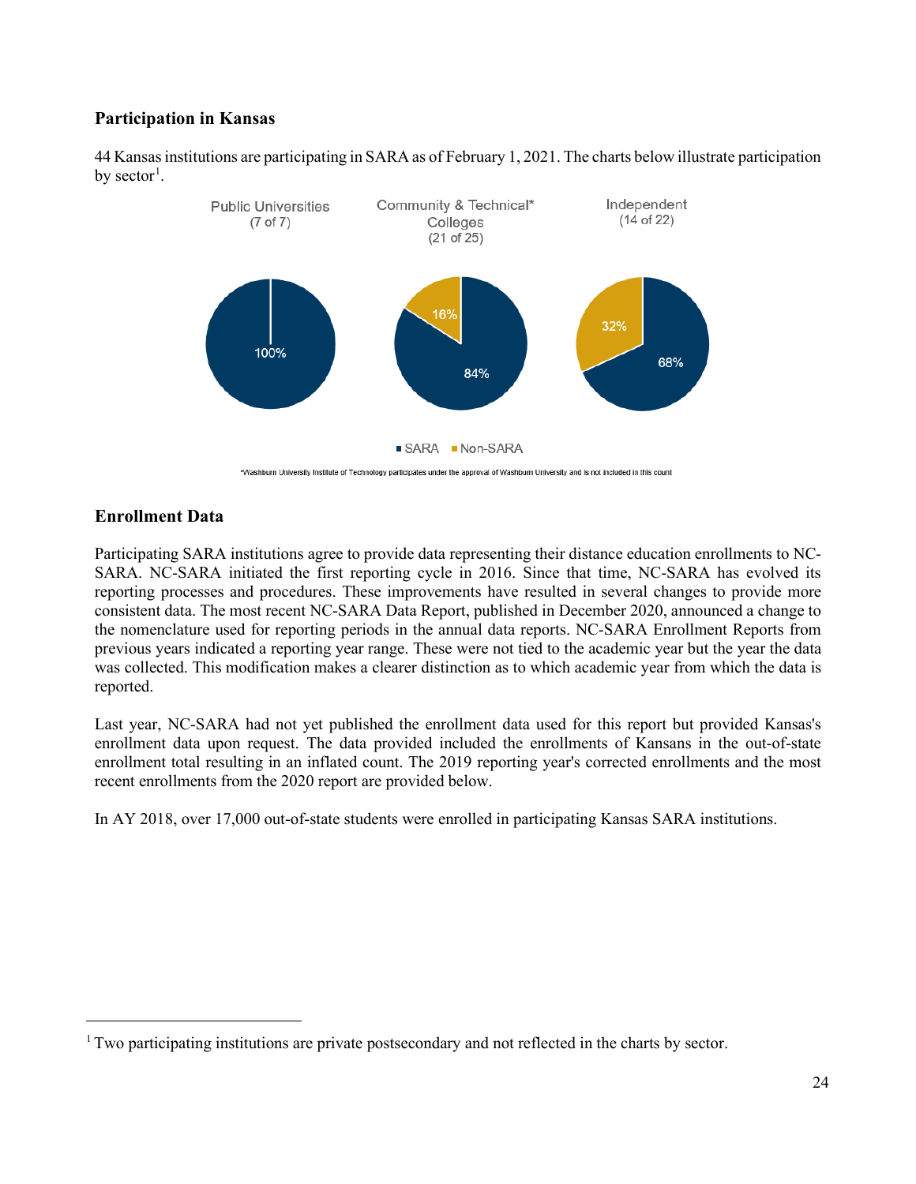## Participation in Kansas

44 Kansas institutions are participating in SARA as of February 1, 2021. The charts below illustrate participation by sector[1].

Public Universities (7 of 7)

Community & Technical* Colleges (21 of 25)

Independent (14 of 22)

| Sector | SARA | Non-SARA |
| --- | --- | --- |
| Public Universities (7 of 7) | 100% | |
| Community & Technical* Colleges (21 of 25) | 84% | 16% |
| Independent (14 of 22) | 68% | 32% |

*Washburn University Institute of Technology participates under the approval of Washburn University and is not included in this count

## Enrollment Data

Participating SARA institutions agree to provide data representing their distance education enrollments to NC-SARA. NC-SARA initiated the first reporting cycle in 2016. Since that time, NC-SARA has evolved its reporting processes and procedures. These improvements have resulted in several changes to provide more consistent data. The most recent NC-SARA Data Report, published in December 2020, announced a change to the nomenclature used for reporting periods in the annual data reports. NC-SARA Enrollment Reports from previous years indicated a reporting year range. These were not tied to the academic year but the year the data was collected. This modification makes a clearer distinction as to which academic year from which the data is reported.

Last year, NC-SARA had not yet published the enrollment data used for this report but provided Kansas's enrollment data upon request. The data provided included the enrollments of Kansans in the out-of-state enrollment total resulting in an inflated count. The 2019 reporting year's corrected enrollments and the most recent enrollments from the 2020 report are provided below.

In AY 2018, over 17,000 out-of-state students were enrolled in participating Kansas SARA institutions.

---

[1] Two participating institutions are private postsecondary and not reflected in the charts by sector.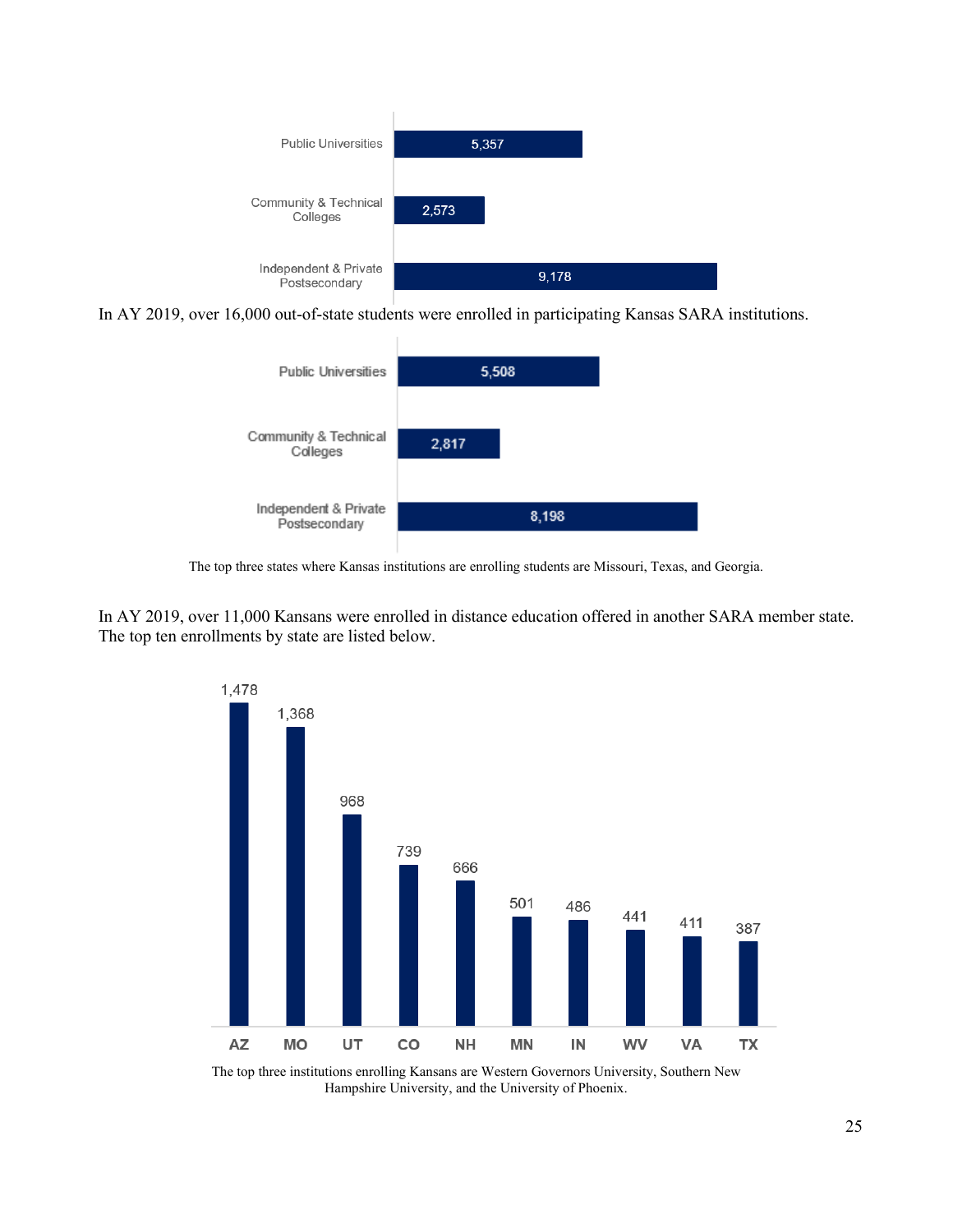| | |
|---|---|
| Public Universities | 5,357 |
| Community & Technical Colleges | 2,573 |
| Independent & Private Postsecondary | 9,178 |

In AY 2019, over 16,000 out-of-state students were enrolled in participating Kansas SARA institutions.

| | |
|---|---|
| Public Universities | 5,508 |
| Community & Technical Colleges | 2,817 |
| Independent & Private Postsecondary | 8,198 |

The top three states where Kansas institutions are enrolling students are Missouri, Texas, and Georgia.

In AY 2019, over 11,000 Kansans were enrolled in distance education offered in another SARA member state. The top ten enrollments by state are listed below.

| AZ | MO | UT | CO | NH | MN | IN | WV | VA | TX |
|---|---|---|---|---|---|---|---|---|---|
| 1,478 | 1,368 | 968 | 739 | 666 | 501 | 486 | 441 | 411 | 387 |

The top three institutions enrolling Kansans are Western Governors University, Southern New Hampshire University, and the University of Phoenix.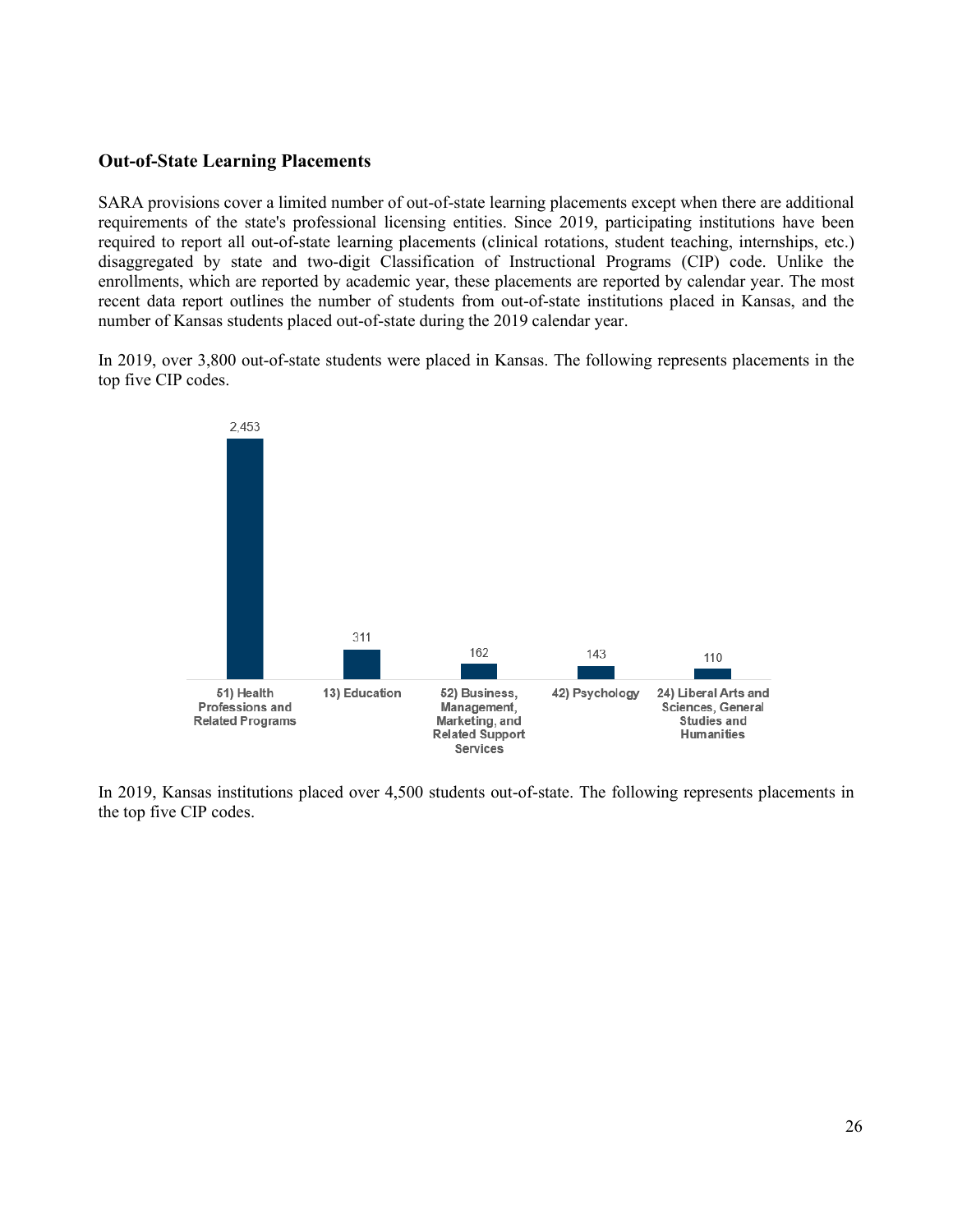### Out-of-State Learning Placements

SARA provisions cover a limited number of out-of-state learning placements except when there are additional requirements of the state's professional licensing entities. Since 2019, participating institutions have been required to report all out-of-state learning placements (clinical rotations, student teaching, internships, etc.) disaggregated by state and two-digit Classification of Instructional Programs (CIP) code. Unlike the enrollments, which are reported by academic year, these placements are reported by calendar year. The most recent data report outlines the number of students from out-of-state institutions placed in Kansas, and the number of Kansas students placed out-of-state during the 2019 calendar year.

In 2019, over 3,800 out-of-state students were placed in Kansas. The following represents placements in the top five CIP codes.

| CIP Code | Placements |
|---|---|
| 51) Health Professions and Related Programs | 2,453 |
| 13) Education | 311 |
| 52) Business, Management, Marketing, and Related Support Services | 162 |
| 42) Psychology | 143 |
| 24) Liberal Arts and Sciences, General Studies and Humanities | 110 |

In 2019, Kansas institutions placed over 4,500 students out-of-state. The following represents placements in the top five CIP codes.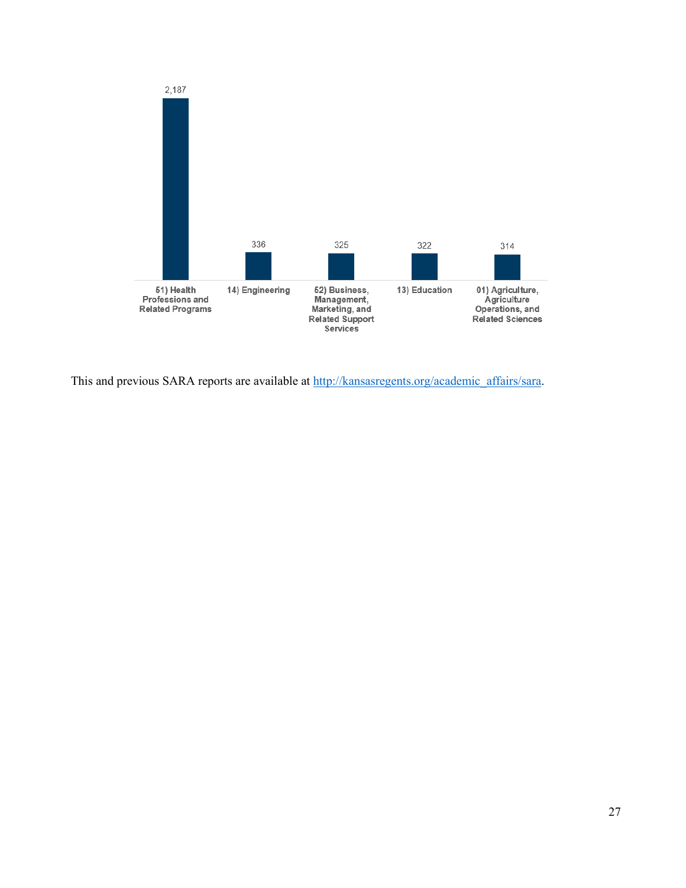2,187

336

325

322

314

51) Health Professions and Related Programs

14) Engineering

52) Business, Management, Marketing, and Related Support Services

13) Education

01) Agriculture, Agriculture Operations, and Related Sciences

This and previous SARA reports are available at [http://kansasregents.org/academic_affairs/sara](http://kansasregents.org/academic_affairs/sara).